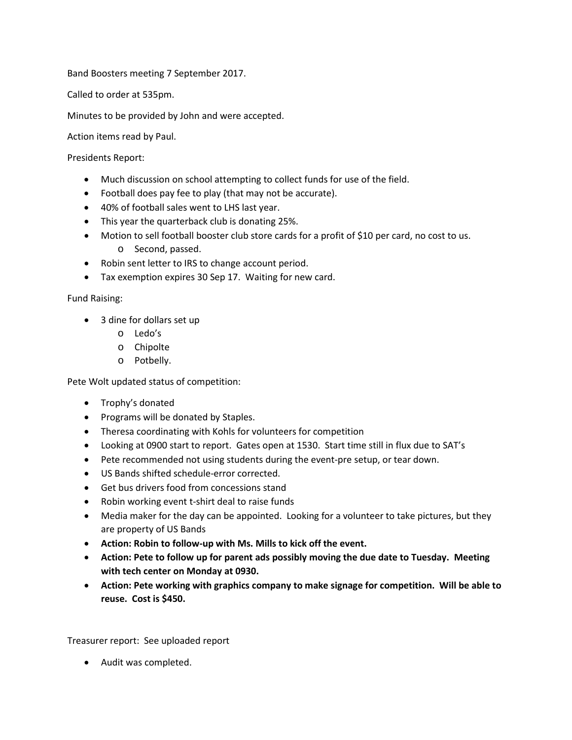Band Boosters meeting 7 September 2017.

Called to order at 535pm.

Minutes to be provided by John and were accepted.

Action items read by Paul.

Presidents Report:

- Much discussion on school attempting to collect funds for use of the field.
- Football does pay fee to play (that may not be accurate).
- 40% of football sales went to LHS last year.
- This year the quarterback club is donating 25%.
- Motion to sell football booster club store cards for a profit of $10 per card, no cost to us.
    - Second, passed.
- Robin sent letter to IRS to change account period.
- Tax exemption expires 30 Sep 17. Waiting for new card.

Fund Raising:

- 3 dine for dollars set up
    - Ledo's
    - Chipolte
    - Potbelly.

Pete Wolt updated status of competition:

- Trophy's donated
- Programs will be donated by Staples.
- Theresa coordinating with Kohls for volunteers for competition
- Looking at 0900 start to report. Gates open at 1530. Start time still in flux due to SAT's
- Pete recommended not using students during the event-pre setup, or tear down.
- US Bands shifted schedule-error corrected.
- Get bus drivers food from concessions stand
- Robin working event t-shirt deal to raise funds
- Media maker for the day can be appointed. Looking for a volunteer to take pictures, but they are property of US Bands
- **Action: Robin to follow-up with Ms. Mills to kick off the event.**
- **Action: Pete to follow up for parent ads possibly moving the due date to Tuesday. Meeting with tech center on Monday at 0930.**
- **Action: Pete working with graphics company to make signage for competition. Will be able to reuse. Cost is $450.**

Treasurer report: See uploaded report

- Audit was completed.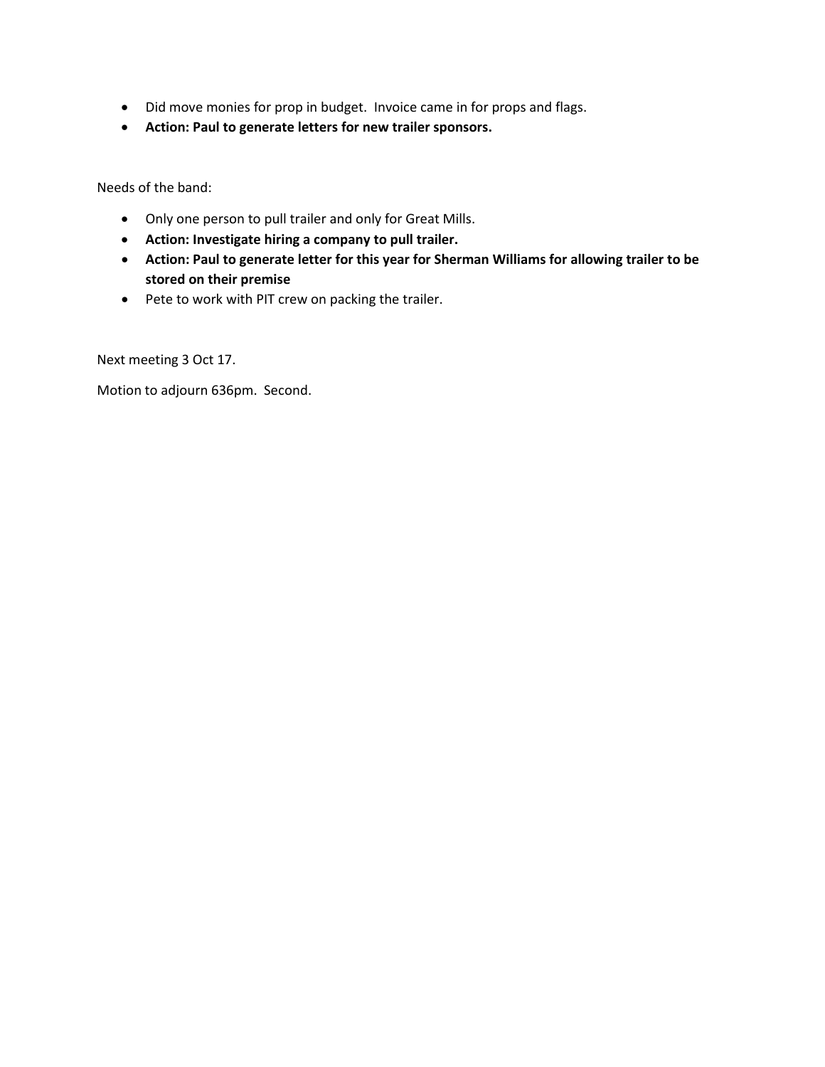- Did move monies for prop in budget.  Invoice came in for props and flags.
- **Action: Paul to generate letters for new trailer sponsors.**

Needs of the band:

- Only one person to pull trailer and only for Great Mills.
- **Action: Investigate hiring a company to pull trailer.**
- **Action: Paul to generate letter for this year for Sherman Williams for allowing trailer to be stored on their premise**
- Pete to work with PIT crew on packing the trailer.

Next meeting 3 Oct 17.

Motion to adjourn 636pm.  Second.